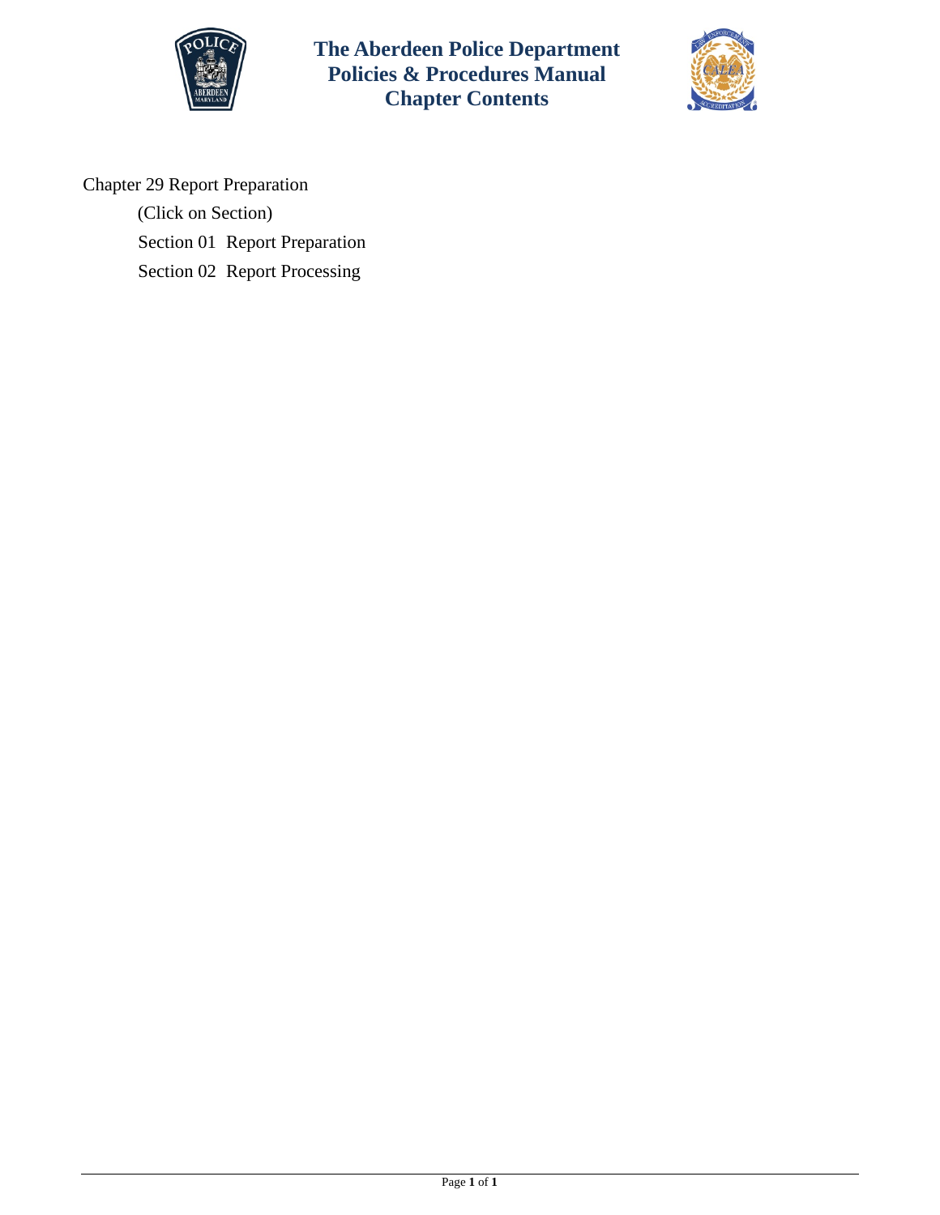# The Aberdeen Police Department
# Policies & Procedures Manual
# Chapter Contents

Chapter 29 Report Preparation

(Click on Section)

Section 01 Report Preparation

Section 02 Report Processing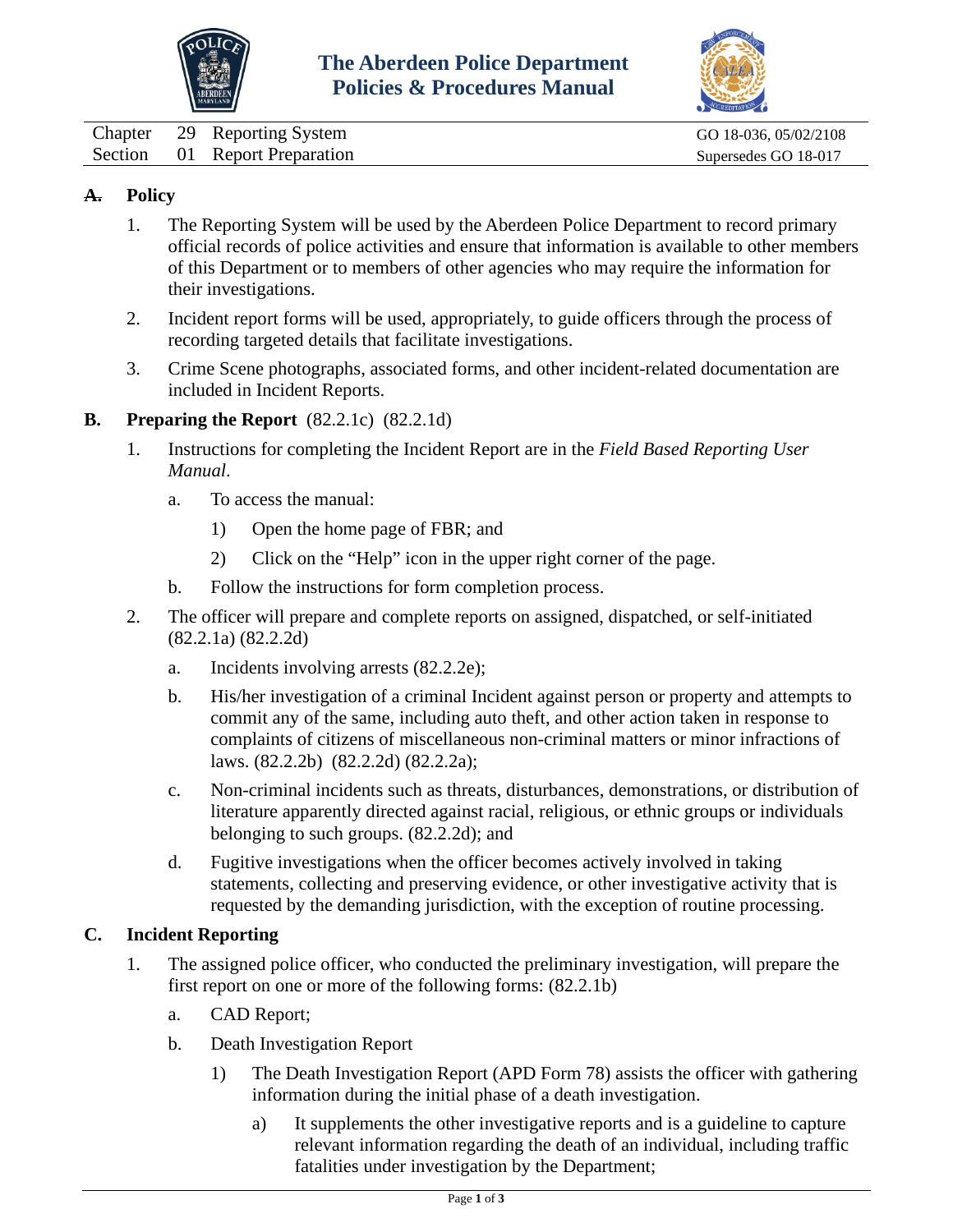# The Aberdeen Police Department Policies & Procedures Manual

| | | | |
|---|---|---|---|
| Chapter | 29 | Reporting System | GO 18-036, 05/02/2108 |
| Section | 01 | Report Preparation | Supersedes GO 18-017 |

## A. Policy

1. The Reporting System will be used by the Aberdeen Police Department to record primary official records of police activities and ensure that information is available to other members of this Department or to members of other agencies who may require the information for their investigations.

2. Incident report forms will be used, appropriately, to guide officers through the process of recording targeted details that facilitate investigations.

3. Crime Scene photographs, associated forms, and other incident-related documentation are included in Incident Reports.

## B. Preparing the Report (82.2.1c) (82.2.1d)

1. Instructions for completing the Incident Report are in the *Field Based Reporting User Manual*.

   a. To access the manual:

      1) Open the home page of FBR; and

      2) Click on the "Help" icon in the upper right corner of the page.

   b. Follow the instructions for form completion process.

2. The officer will prepare and complete reports on assigned, dispatched, or self-initiated (82.2.1a) (82.2.2d)

   a. Incidents involving arrests (82.2.2e);

   b. His/her investigation of a criminal Incident against person or property and attempts to commit any of the same, including auto theft, and other action taken in response to complaints of citizens of miscellaneous non-criminal matters or minor infractions of laws. (82.2.2b) (82.2.2d) (82.2.2a);

   c. Non-criminal incidents such as threats, disturbances, demonstrations, or distribution of literature apparently directed against racial, religious, or ethnic groups or individuals belonging to such groups. (82.2.2d); and

   d. Fugitive investigations when the officer becomes actively involved in taking statements, collecting and preserving evidence, or other investigative activity that is requested by the demanding jurisdiction, with the exception of routine processing.

## C. Incident Reporting

1. The assigned police officer, who conducted the preliminary investigation, will prepare the first report on one or more of the following forms: (82.2.1b)

   a. CAD Report;

   b. Death Investigation Report

      1) The Death Investigation Report (APD Form 78) assists the officer with gathering information during the initial phase of a death investigation.

         a) It supplements the other investigative reports and is a guideline to capture relevant information regarding the death of an individual, including traffic fatalities under investigation by the Department;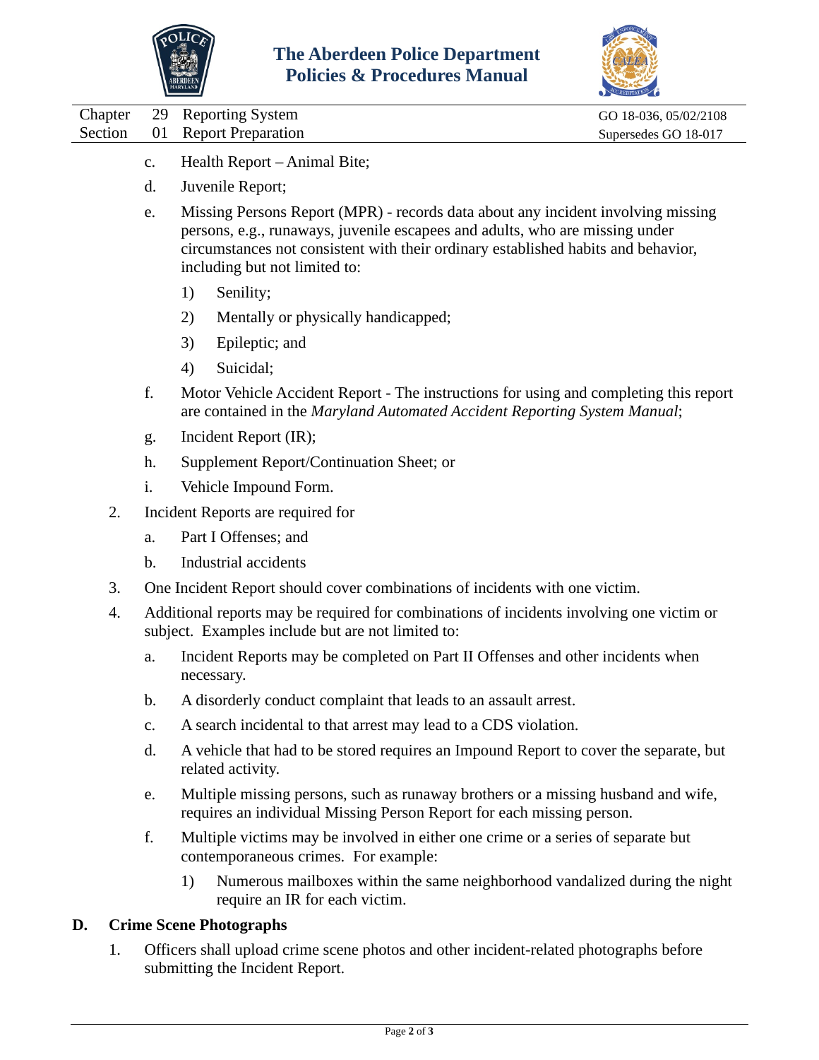c. Health Report – Animal Bite;

d. Juvenile Report;

e. Missing Persons Report (MPR) - records data about any incident involving missing persons, e.g., runaways, juvenile escapees and adults, who are missing under circumstances not consistent with their ordinary established habits and behavior, including but not limited to:

   1) Senility;

   2) Mentally or physically handicapped;

   3) Epileptic; and

   4) Suicidal;

f. Motor Vehicle Accident Report - The instructions for using and completing this report are contained in the *Maryland Automated Accident Reporting System Manual*;

g. Incident Report (IR);

h. Supplement Report/Continuation Sheet; or

i. Vehicle Impound Form.

2. Incident Reports are required for

   a. Part I Offenses; and

   b. Industrial accidents

3. One Incident Report should cover combinations of incidents with one victim.

4. Additional reports may be required for combinations of incidents involving one victim or subject. Examples include but are not limited to:

   a. Incident Reports may be completed on Part II Offenses and other incidents when necessary.

   b. A disorderly conduct complaint that leads to an assault arrest.

   c. A search incidental to that arrest may lead to a CDS violation.

   d. A vehicle that had to be stored requires an Impound Report to cover the separate, but related activity.

   e. Multiple missing persons, such as runaway brothers or a missing husband and wife, requires an individual Missing Person Report for each missing person.

   f. Multiple victims may be involved in either one crime or a series of separate but contemporaneous crimes. For example:

      1) Numerous mailboxes within the same neighborhood vandalized during the night require an IR for each victim.

## D. Crime Scene Photographs

1. Officers shall upload crime scene photos and other incident-related photographs before submitting the Incident Report.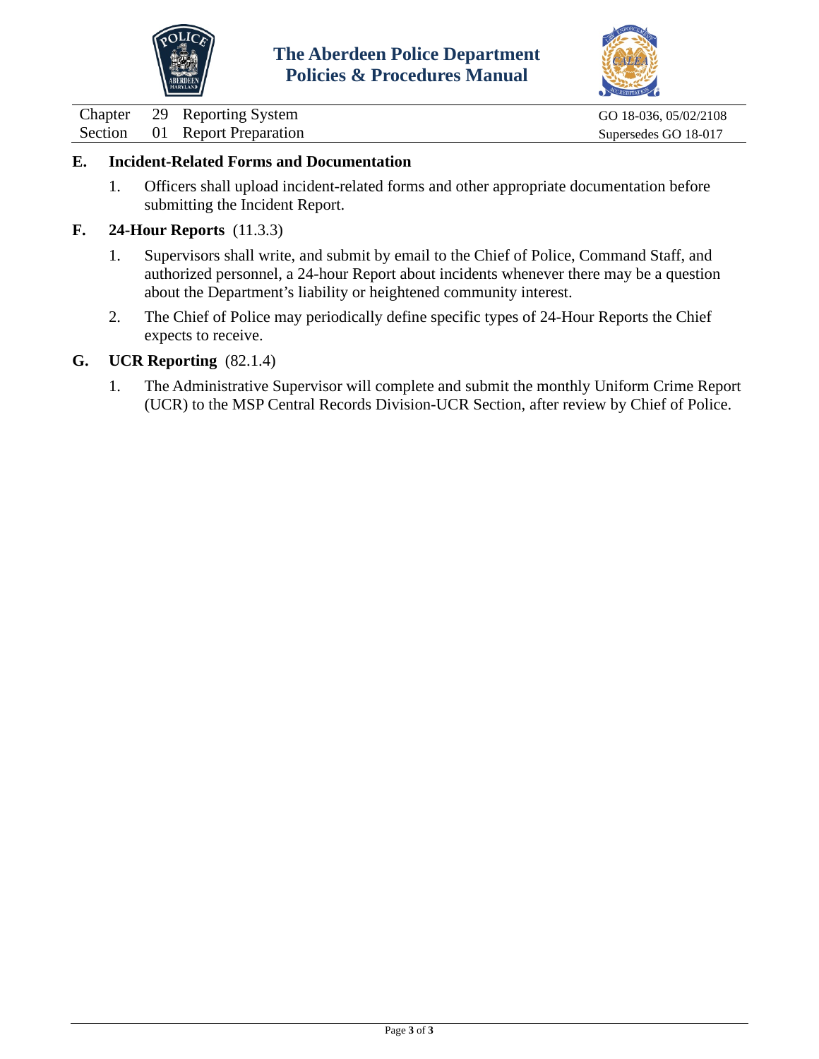**E. Incident-Related Forms and Documentation**

1. Officers shall upload incident-related forms and other appropriate documentation before submitting the Incident Report.

**F. 24-Hour Reports** (11.3.3)

1. Supervisors shall write, and submit by email to the Chief of Police, Command Staff, and authorized personnel, a 24-hour Report about incidents whenever there may be a question about the Department's liability or heightened community interest.
2. The Chief of Police may periodically define specific types of 24-Hour Reports the Chief expects to receive.

**G. UCR Reporting** (82.1.4)

1. The Administrative Supervisor will complete and submit the monthly Uniform Crime Report (UCR) to the MSP Central Records Division-UCR Section, after review by Chief of Police.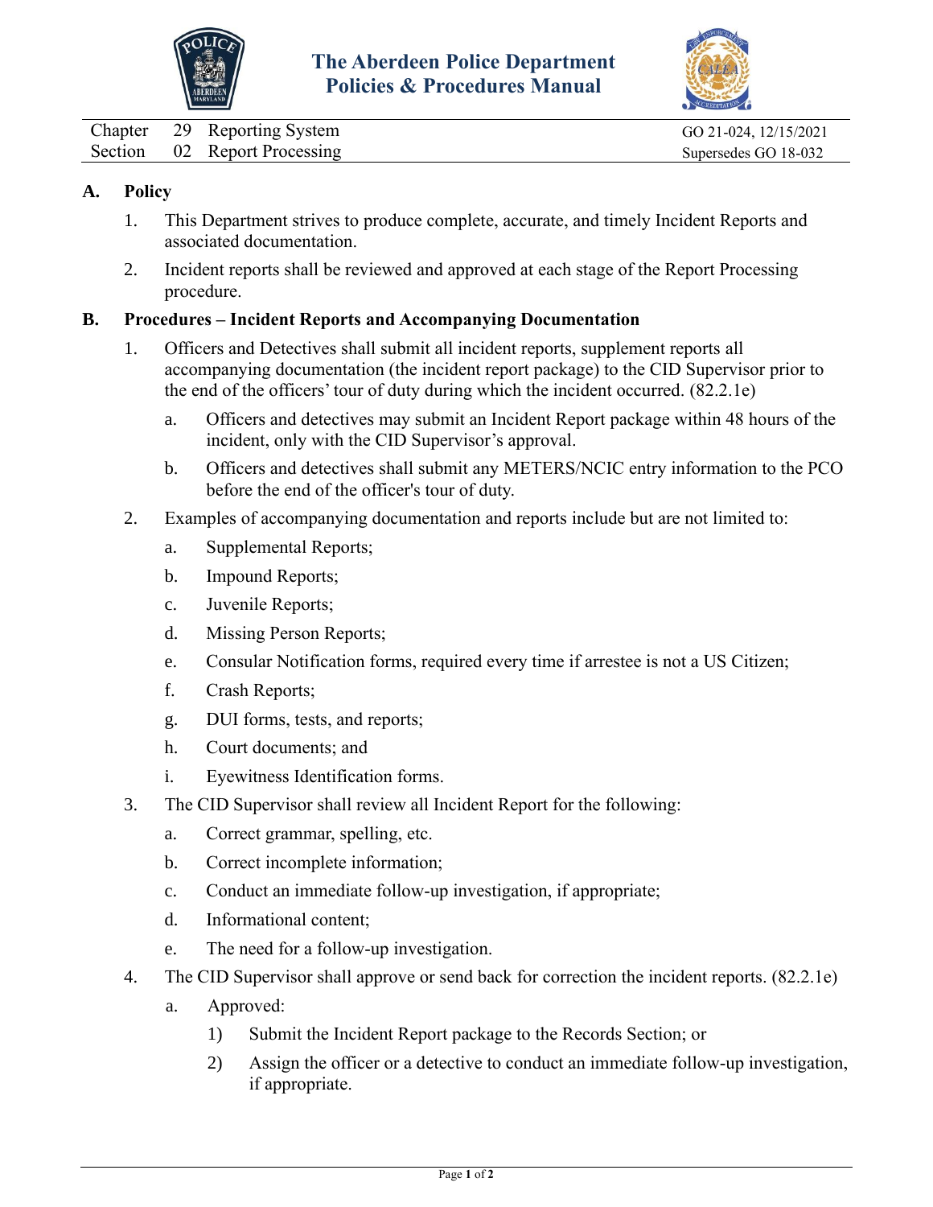# The Aberdeen Police Department Policies & Procedures Manual

| Chapter | 29 | Reporting System | GO 21-024, 12/15/2021 |
|---|---|---|---|
| Section | 02 | Report Processing | Supersedes GO 18-032 |

## A. Policy

1. This Department strives to produce complete, accurate, and timely Incident Reports and associated documentation.
2. Incident reports shall be reviewed and approved at each stage of the Report Processing procedure.

## B. Procedures – Incident Reports and Accompanying Documentation

1. Officers and Detectives shall submit all incident reports, supplement reports all accompanying documentation (the incident report package) to the CID Supervisor prior to the end of the officers' tour of duty during which the incident occurred. (82.2.1e)
   a. Officers and detectives may submit an Incident Report package within 48 hours of the incident, only with the CID Supervisor's approval.
   b. Officers and detectives shall submit any METERS/NCIC entry information to the PCO before the end of the officer's tour of duty.
2. Examples of accompanying documentation and reports include but are not limited to:
   a. Supplemental Reports;
   b. Impound Reports;
   c. Juvenile Reports;
   d. Missing Person Reports;
   e. Consular Notification forms, required every time if arrestee is not a US Citizen;
   f. Crash Reports;
   g. DUI forms, tests, and reports;
   h. Court documents; and
   i. Eyewitness Identification forms.
3. The CID Supervisor shall review all Incident Report for the following:
   a. Correct grammar, spelling, etc.
   b. Correct incomplete information;
   c. Conduct an immediate follow-up investigation, if appropriate;
   d. Informational content;
   e. The need for a follow-up investigation.
4. The CID Supervisor shall approve or send back for correction the incident reports. (82.2.1e)
   a. Approved:
      1) Submit the Incident Report package to the Records Section; or
      2) Assign the officer or a detective to conduct an immediate follow-up investigation, if appropriate.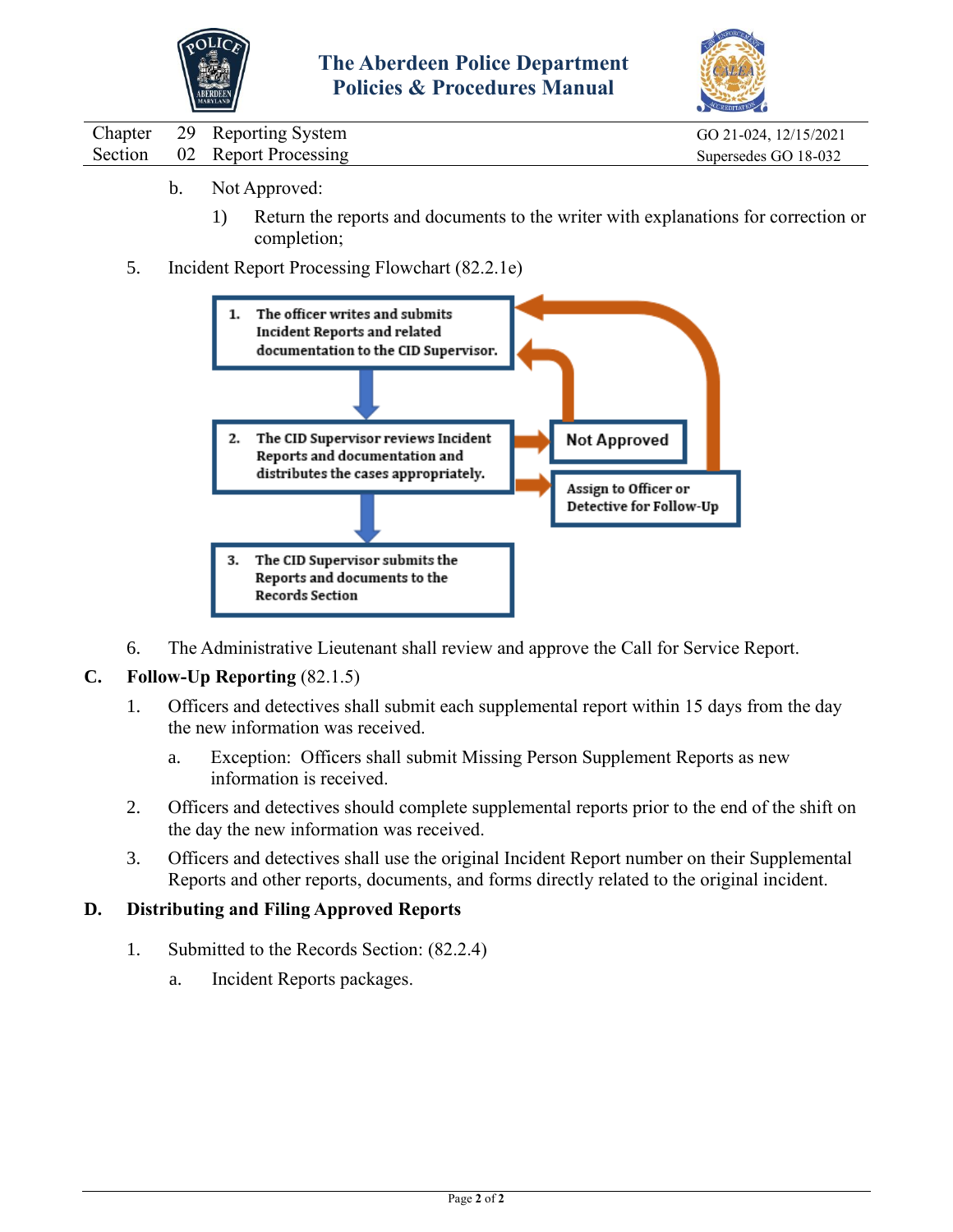b. Not Approved:

1) Return the reports and documents to the writer with explanations for correction or completion;

5. Incident Report Processing Flowchart (82.2.1e)

1. The officer writes and submits Incident Reports and related documentation to the CID Supervisor.

2. The CID Supervisor reviews Incident Reports and documentation and distributes the cases appropriately.

Not Approved

Assign to Officer or Detective for Follow-Up

3. The CID Supervisor submits the Reports and documents to the Records Section

6. The Administrative Lieutenant shall review and approve the Call for Service Report.

## C. Follow-Up Reporting (82.1.5)

1. Officers and detectives shall submit each supplemental report within 15 days from the day the new information was received.

   a. Exception: Officers shall submit Missing Person Supplement Reports as new information is received.

2. Officers and detectives should complete supplemental reports prior to the end of the shift on the day the new information was received.

3. Officers and detectives shall use the original Incident Report number on their Supplemental Reports and other reports, documents, and forms directly related to the original incident.

## D. Distributing and Filing Approved Reports

1. Submitted to the Records Section: (82.2.4)

   a. Incident Reports packages.